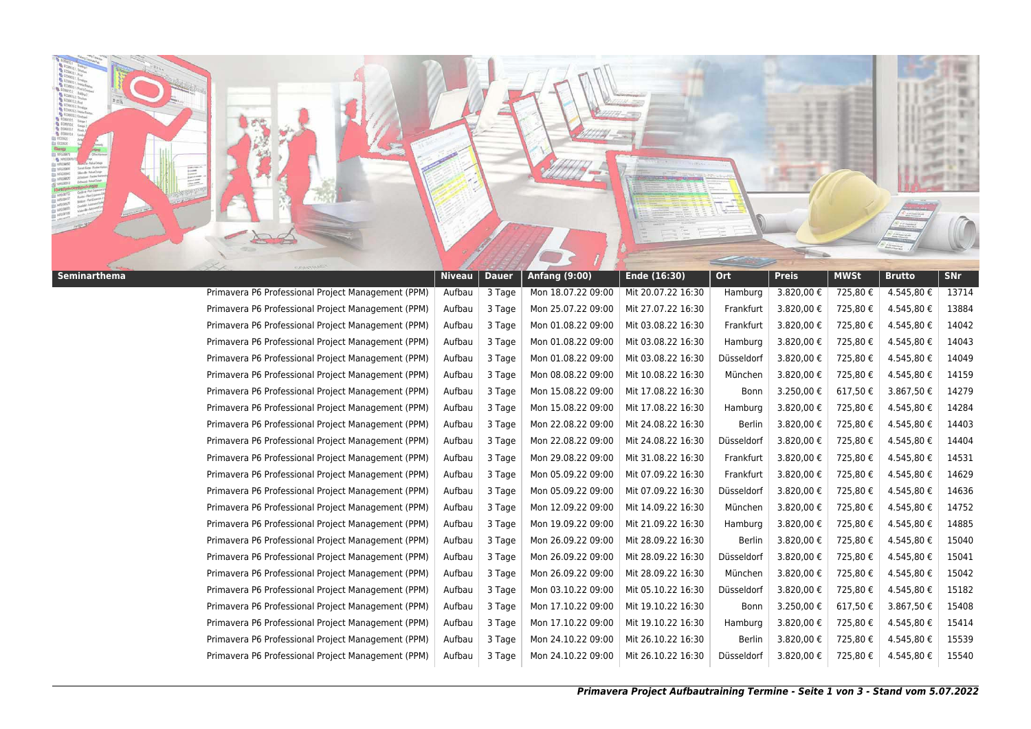| Seminarthema | Niveau | Dauer | Anfang (9:00) | Ende (16:30) | Ort | Preis | MWSt | Brutto | SNr |
|---|---|---|---|---|---|---|---|---|---|
| Primavera P6 Professional Project Management (PPM) | Aufbau | 3 Tage | Mon 18.07.22 09:00 | Mit 20.07.22 16:30 | Hamburg | 3.820,00 € | 725,80 € | 4.545,80 € | 13714 |
| Primavera P6 Professional Project Management (PPM) | Aufbau | 3 Tage | Mon 25.07.22 09:00 | Mit 27.07.22 16:30 | Frankfurt | 3.820,00 € | 725,80 € | 4.545,80 € | 13884 |
| Primavera P6 Professional Project Management (PPM) | Aufbau | 3 Tage | Mon 01.08.22 09:00 | Mit 03.08.22 16:30 | Frankfurt | 3.820,00 € | 725,80 € | 4.545,80 € | 14042 |
| Primavera P6 Professional Project Management (PPM) | Aufbau | 3 Tage | Mon 01.08.22 09:00 | Mit 03.08.22 16:30 | Hamburg | 3.820,00 € | 725,80 € | 4.545,80 € | 14043 |
| Primavera P6 Professional Project Management (PPM) | Aufbau | 3 Tage | Mon 01.08.22 09:00 | Mit 03.08.22 16:30 | Düsseldorf | 3.820,00 € | 725,80 € | 4.545,80 € | 14049 |
| Primavera P6 Professional Project Management (PPM) | Aufbau | 3 Tage | Mon 08.08.22 09:00 | Mit 10.08.22 16:30 | München | 3.820,00 € | 725,80 € | 4.545,80 € | 14159 |
| Primavera P6 Professional Project Management (PPM) | Aufbau | 3 Tage | Mon 15.08.22 09:00 | Mit 17.08.22 16:30 | Bonn | 3.250,00 € | 617,50 € | 3.867,50 € | 14279 |
| Primavera P6 Professional Project Management (PPM) | Aufbau | 3 Tage | Mon 15.08.22 09:00 | Mit 17.08.22 16:30 | Hamburg | 3.820,00 € | 725,80 € | 4.545,80 € | 14284 |
| Primavera P6 Professional Project Management (PPM) | Aufbau | 3 Tage | Mon 22.08.22 09:00 | Mit 24.08.22 16:30 | Berlin | 3.820,00 € | 725,80 € | 4.545,80 € | 14403 |
| Primavera P6 Professional Project Management (PPM) | Aufbau | 3 Tage | Mon 22.08.22 09:00 | Mit 24.08.22 16:30 | Düsseldorf | 3.820,00 € | 725,80 € | 4.545,80 € | 14404 |
| Primavera P6 Professional Project Management (PPM) | Aufbau | 3 Tage | Mon 29.08.22 09:00 | Mit 31.08.22 16:30 | Frankfurt | 3.820,00 € | 725,80 € | 4.545,80 € | 14531 |
| Primavera P6 Professional Project Management (PPM) | Aufbau | 3 Tage | Mon 05.09.22 09:00 | Mit 07.09.22 16:30 | Frankfurt | 3.820,00 € | 725,80 € | 4.545,80 € | 14629 |
| Primavera P6 Professional Project Management (PPM) | Aufbau | 3 Tage | Mon 05.09.22 09:00 | Mit 07.09.22 16:30 | Düsseldorf | 3.820,00 € | 725,80 € | 4.545,80 € | 14636 |
| Primavera P6 Professional Project Management (PPM) | Aufbau | 3 Tage | Mon 12.09.22 09:00 | Mit 14.09.22 16:30 | München | 3.820,00 € | 725,80 € | 4.545,80 € | 14752 |
| Primavera P6 Professional Project Management (PPM) | Aufbau | 3 Tage | Mon 19.09.22 09:00 | Mit 21.09.22 16:30 | Hamburg | 3.820,00 € | 725,80 € | 4.545,80 € | 14885 |
| Primavera P6 Professional Project Management (PPM) | Aufbau | 3 Tage | Mon 26.09.22 09:00 | Mit 28.09.22 16:30 | Berlin | 3.820,00 € | 725,80 € | 4.545,80 € | 15040 |
| Primavera P6 Professional Project Management (PPM) | Aufbau | 3 Tage | Mon 26.09.22 09:00 | Mit 28.09.22 16:30 | Düsseldorf | 3.820,00 € | 725,80 € | 4.545,80 € | 15041 |
| Primavera P6 Professional Project Management (PPM) | Aufbau | 3 Tage | Mon 26.09.22 09:00 | Mit 28.09.22 16:30 | München | 3.820,00 € | 725,80 € | 4.545,80 € | 15042 |
| Primavera P6 Professional Project Management (PPM) | Aufbau | 3 Tage | Mon 03.10.22 09:00 | Mit 05.10.22 16:30 | Düsseldorf | 3.820,00 € | 725,80 € | 4.545,80 € | 15182 |
| Primavera P6 Professional Project Management (PPM) | Aufbau | 3 Tage | Mon 17.10.22 09:00 | Mit 19.10.22 16:30 | Bonn | 3.250,00 € | 617,50 € | 3.867,50 € | 15408 |
| Primavera P6 Professional Project Management (PPM) | Aufbau | 3 Tage | Mon 17.10.22 09:00 | Mit 19.10.22 16:30 | Hamburg | 3.820,00 € | 725,80 € | 4.545,80 € | 15414 |
| Primavera P6 Professional Project Management (PPM) | Aufbau | 3 Tage | Mon 24.10.22 09:00 | Mit 26.10.22 16:30 | Berlin | 3.820,00 € | 725,80 € | 4.545,80 € | 15539 |
| Primavera P6 Professional Project Management (PPM) | Aufbau | 3 Tage | Mon 24.10.22 09:00 | Mit 26.10.22 16:30 | Düsseldorf | 3.820,00 € | 725,80 € | 4.545,80 € | 15540 |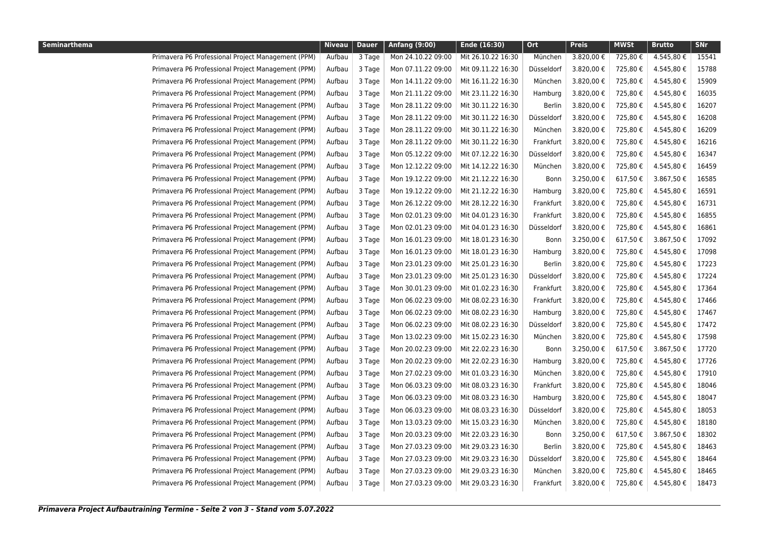| Seminarthema | Niveau | Dauer | Anfang (9:00) | Ende (16:30) | Ort | Preis | MWSt | Brutto | SNr |
|---|---|---|---|---|---|---|---|---|---|
| Primavera P6 Professional Project Management (PPM) | Aufbau | 3 Tage | Mon 24.10.22 09:00 | Mit 26.10.22 16:30 | München | 3.820,00 € | 725,80 € | 4.545,80 € | 15541 |
| Primavera P6 Professional Project Management (PPM) | Aufbau | 3 Tage | Mon 07.11.22 09:00 | Mit 09.11.22 16:30 | Düsseldorf | 3.820,00 € | 725,80 € | 4.545,80 € | 15788 |
| Primavera P6 Professional Project Management (PPM) | Aufbau | 3 Tage | Mon 14.11.22 09:00 | Mit 16.11.22 16:30 | München | 3.820,00 € | 725,80 € | 4.545,80 € | 15909 |
| Primavera P6 Professional Project Management (PPM) | Aufbau | 3 Tage | Mon 21.11.22 09:00 | Mit 23.11.22 16:30 | Hamburg | 3.820,00 € | 725,80 € | 4.545,80 € | 16035 |
| Primavera P6 Professional Project Management (PPM) | Aufbau | 3 Tage | Mon 28.11.22 09:00 | Mit 30.11.22 16:30 | Berlin | 3.820,00 € | 725,80 € | 4.545,80 € | 16207 |
| Primavera P6 Professional Project Management (PPM) | Aufbau | 3 Tage | Mon 28.11.22 09:00 | Mit 30.11.22 16:30 | Düsseldorf | 3.820,00 € | 725,80 € | 4.545,80 € | 16208 |
| Primavera P6 Professional Project Management (PPM) | Aufbau | 3 Tage | Mon 28.11.22 09:00 | Mit 30.11.22 16:30 | München | 3.820,00 € | 725,80 € | 4.545,80 € | 16209 |
| Primavera P6 Professional Project Management (PPM) | Aufbau | 3 Tage | Mon 28.11.22 09:00 | Mit 30.11.22 16:30 | Frankfurt | 3.820,00 € | 725,80 € | 4.545,80 € | 16216 |
| Primavera P6 Professional Project Management (PPM) | Aufbau | 3 Tage | Mon 05.12.22 09:00 | Mit 07.12.22 16:30 | Düsseldorf | 3.820,00 € | 725,80 € | 4.545,80 € | 16347 |
| Primavera P6 Professional Project Management (PPM) | Aufbau | 3 Tage | Mon 12.12.22 09:00 | Mit 14.12.22 16:30 | München | 3.820,00 € | 725,80 € | 4.545,80 € | 16459 |
| Primavera P6 Professional Project Management (PPM) | Aufbau | 3 Tage | Mon 19.12.22 09:00 | Mit 21.12.22 16:30 | Bonn | 3.250,00 € | 617,50 € | 3.867,50 € | 16585 |
| Primavera P6 Professional Project Management (PPM) | Aufbau | 3 Tage | Mon 19.12.22 09:00 | Mit 21.12.22 16:30 | Hamburg | 3.820,00 € | 725,80 € | 4.545,80 € | 16591 |
| Primavera P6 Professional Project Management (PPM) | Aufbau | 3 Tage | Mon 26.12.22 09:00 | Mit 28.12.22 16:30 | Frankfurt | 3.820,00 € | 725,80 € | 4.545,80 € | 16731 |
| Primavera P6 Professional Project Management (PPM) | Aufbau | 3 Tage | Mon 02.01.23 09:00 | Mit 04.01.23 16:30 | Frankfurt | 3.820,00 € | 725,80 € | 4.545,80 € | 16855 |
| Primavera P6 Professional Project Management (PPM) | Aufbau | 3 Tage | Mon 02.01.23 09:00 | Mit 04.01.23 16:30 | Düsseldorf | 3.820,00 € | 725,80 € | 4.545,80 € | 16861 |
| Primavera P6 Professional Project Management (PPM) | Aufbau | 3 Tage | Mon 16.01.23 09:00 | Mit 18.01.23 16:30 | Bonn | 3.250,00 € | 617,50 € | 3.867,50 € | 17092 |
| Primavera P6 Professional Project Management (PPM) | Aufbau | 3 Tage | Mon 16.01.23 09:00 | Mit 18.01.23 16:30 | Hamburg | 3.820,00 € | 725,80 € | 4.545,80 € | 17098 |
| Primavera P6 Professional Project Management (PPM) | Aufbau | 3 Tage | Mon 23.01.23 09:00 | Mit 25.01.23 16:30 | Berlin | 3.820,00 € | 725,80 € | 4.545,80 € | 17223 |
| Primavera P6 Professional Project Management (PPM) | Aufbau | 3 Tage | Mon 23.01.23 09:00 | Mit 25.01.23 16:30 | Düsseldorf | 3.820,00 € | 725,80 € | 4.545,80 € | 17224 |
| Primavera P6 Professional Project Management (PPM) | Aufbau | 3 Tage | Mon 30.01.23 09:00 | Mit 01.02.23 16:30 | Frankfurt | 3.820,00 € | 725,80 € | 4.545,80 € | 17364 |
| Primavera P6 Professional Project Management (PPM) | Aufbau | 3 Tage | Mon 06.02.23 09:00 | Mit 08.02.23 16:30 | Frankfurt | 3.820,00 € | 725,80 € | 4.545,80 € | 17466 |
| Primavera P6 Professional Project Management (PPM) | Aufbau | 3 Tage | Mon 06.02.23 09:00 | Mit 08.02.23 16:30 | Hamburg | 3.820,00 € | 725,80 € | 4.545,80 € | 17467 |
| Primavera P6 Professional Project Management (PPM) | Aufbau | 3 Tage | Mon 06.02.23 09:00 | Mit 08.02.23 16:30 | Düsseldorf | 3.820,00 € | 725,80 € | 4.545,80 € | 17472 |
| Primavera P6 Professional Project Management (PPM) | Aufbau | 3 Tage | Mon 13.02.23 09:00 | Mit 15.02.23 16:30 | München | 3.820,00 € | 725,80 € | 4.545,80 € | 17598 |
| Primavera P6 Professional Project Management (PPM) | Aufbau | 3 Tage | Mon 20.02.23 09:00 | Mit 22.02.23 16:30 | Bonn | 3.250,00 € | 617,50 € | 3.867,50 € | 17720 |
| Primavera P6 Professional Project Management (PPM) | Aufbau | 3 Tage | Mon 20.02.23 09:00 | Mit 22.02.23 16:30 | Hamburg | 3.820,00 € | 725,80 € | 4.545,80 € | 17726 |
| Primavera P6 Professional Project Management (PPM) | Aufbau | 3 Tage | Mon 27.02.23 09:00 | Mit 01.03.23 16:30 | München | 3.820,00 € | 725,80 € | 4.545,80 € | 17910 |
| Primavera P6 Professional Project Management (PPM) | Aufbau | 3 Tage | Mon 06.03.23 09:00 | Mit 08.03.23 16:30 | Frankfurt | 3.820,00 € | 725,80 € | 4.545,80 € | 18046 |
| Primavera P6 Professional Project Management (PPM) | Aufbau | 3 Tage | Mon 06.03.23 09:00 | Mit 08.03.23 16:30 | Hamburg | 3.820,00 € | 725,80 € | 4.545,80 € | 18047 |
| Primavera P6 Professional Project Management (PPM) | Aufbau | 3 Tage | Mon 06.03.23 09:00 | Mit 08.03.23 16:30 | Düsseldorf | 3.820,00 € | 725,80 € | 4.545,80 € | 18053 |
| Primavera P6 Professional Project Management (PPM) | Aufbau | 3 Tage | Mon 13.03.23 09:00 | Mit 15.03.23 16:30 | München | 3.820,00 € | 725,80 € | 4.545,80 € | 18180 |
| Primavera P6 Professional Project Management (PPM) | Aufbau | 3 Tage | Mon 20.03.23 09:00 | Mit 22.03.23 16:30 | Bonn | 3.250,00 € | 617,50 € | 3.867,50 € | 18302 |
| Primavera P6 Professional Project Management (PPM) | Aufbau | 3 Tage | Mon 27.03.23 09:00 | Mit 29.03.23 16:30 | Berlin | 3.820,00 € | 725,80 € | 4.545,80 € | 18463 |
| Primavera P6 Professional Project Management (PPM) | Aufbau | 3 Tage | Mon 27.03.23 09:00 | Mit 29.03.23 16:30 | Düsseldorf | 3.820,00 € | 725,80 € | 4.545,80 € | 18464 |
| Primavera P6 Professional Project Management (PPM) | Aufbau | 3 Tage | Mon 27.03.23 09:00 | Mit 29.03.23 16:30 | München | 3.820,00 € | 725,80 € | 4.545,80 € | 18465 |
| Primavera P6 Professional Project Management (PPM) | Aufbau | 3 Tage | Mon 27.03.23 09:00 | Mit 29.03.23 16:30 | Frankfurt | 3.820,00 € | 725,80 € | 4.545,80 € | 18473 |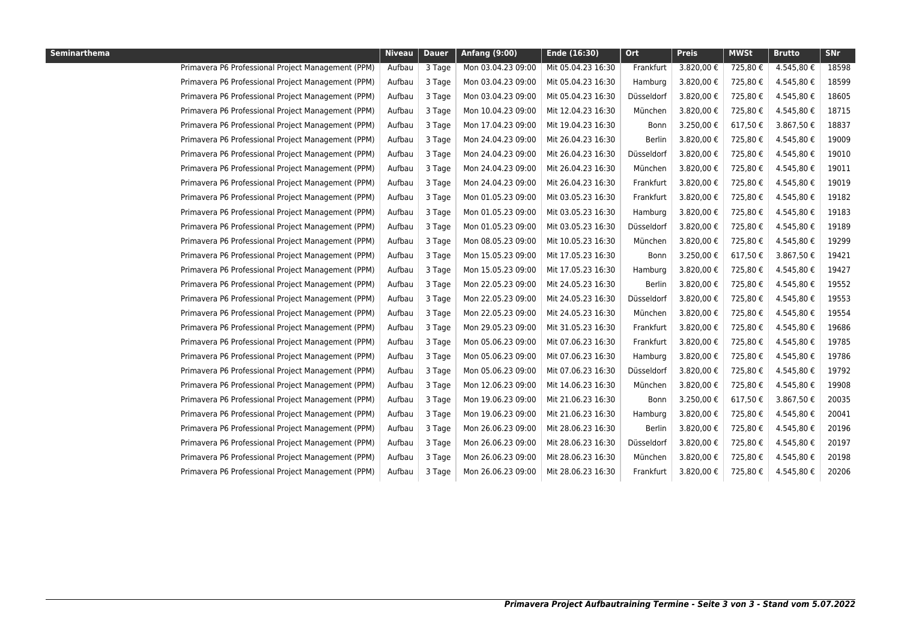| Seminarthema | Niveau | Dauer | Anfang (9:00) | Ende (16:30) | Ort | Preis | MWSt | Brutto | SNr |
|---|---|---|---|---|---|---|---|---|---|
| Primavera P6 Professional Project Management (PPM) | Aufbau | 3 Tage | Mon 03.04.23 09:00 | Mit 05.04.23 16:30 | Frankfurt | 3.820,00 € | 725,80 € | 4.545,80 € | 18598 |
| Primavera P6 Professional Project Management (PPM) | Aufbau | 3 Tage | Mon 03.04.23 09:00 | Mit 05.04.23 16:30 | Hamburg | 3.820,00 € | 725,80 € | 4.545,80 € | 18599 |
| Primavera P6 Professional Project Management (PPM) | Aufbau | 3 Tage | Mon 03.04.23 09:00 | Mit 05.04.23 16:30 | Düsseldorf | 3.820,00 € | 725,80 € | 4.545,80 € | 18605 |
| Primavera P6 Professional Project Management (PPM) | Aufbau | 3 Tage | Mon 10.04.23 09:00 | Mit 12.04.23 16:30 | München | 3.820,00 € | 725,80 € | 4.545,80 € | 18715 |
| Primavera P6 Professional Project Management (PPM) | Aufbau | 3 Tage | Mon 17.04.23 09:00 | Mit 19.04.23 16:30 | Bonn | 3.250,00 € | 617,50 € | 3.867,50 € | 18837 |
| Primavera P6 Professional Project Management (PPM) | Aufbau | 3 Tage | Mon 24.04.23 09:00 | Mit 26.04.23 16:30 | Berlin | 3.820,00 € | 725,80 € | 4.545,80 € | 19009 |
| Primavera P6 Professional Project Management (PPM) | Aufbau | 3 Tage | Mon 24.04.23 09:00 | Mit 26.04.23 16:30 | Düsseldorf | 3.820,00 € | 725,80 € | 4.545,80 € | 19010 |
| Primavera P6 Professional Project Management (PPM) | Aufbau | 3 Tage | Mon 24.04.23 09:00 | Mit 26.04.23 16:30 | München | 3.820,00 € | 725,80 € | 4.545,80 € | 19011 |
| Primavera P6 Professional Project Management (PPM) | Aufbau | 3 Tage | Mon 24.04.23 09:00 | Mit 26.04.23 16:30 | Frankfurt | 3.820,00 € | 725,80 € | 4.545,80 € | 19019 |
| Primavera P6 Professional Project Management (PPM) | Aufbau | 3 Tage | Mon 01.05.23 09:00 | Mit 03.05.23 16:30 | Frankfurt | 3.820,00 € | 725,80 € | 4.545,80 € | 19182 |
| Primavera P6 Professional Project Management (PPM) | Aufbau | 3 Tage | Mon 01.05.23 09:00 | Mit 03.05.23 16:30 | Hamburg | 3.820,00 € | 725,80 € | 4.545,80 € | 19183 |
| Primavera P6 Professional Project Management (PPM) | Aufbau | 3 Tage | Mon 01.05.23 09:00 | Mit 03.05.23 16:30 | Düsseldorf | 3.820,00 € | 725,80 € | 4.545,80 € | 19189 |
| Primavera P6 Professional Project Management (PPM) | Aufbau | 3 Tage | Mon 08.05.23 09:00 | Mit 10.05.23 16:30 | München | 3.820,00 € | 725,80 € | 4.545,80 € | 19299 |
| Primavera P6 Professional Project Management (PPM) | Aufbau | 3 Tage | Mon 15.05.23 09:00 | Mit 17.05.23 16:30 | Bonn | 3.250,00 € | 617,50 € | 3.867,50 € | 19421 |
| Primavera P6 Professional Project Management (PPM) | Aufbau | 3 Tage | Mon 15.05.23 09:00 | Mit 17.05.23 16:30 | Hamburg | 3.820,00 € | 725,80 € | 4.545,80 € | 19427 |
| Primavera P6 Professional Project Management (PPM) | Aufbau | 3 Tage | Mon 22.05.23 09:00 | Mit 24.05.23 16:30 | Berlin | 3.820,00 € | 725,80 € | 4.545,80 € | 19552 |
| Primavera P6 Professional Project Management (PPM) | Aufbau | 3 Tage | Mon 22.05.23 09:00 | Mit 24.05.23 16:30 | Düsseldorf | 3.820,00 € | 725,80 € | 4.545,80 € | 19553 |
| Primavera P6 Professional Project Management (PPM) | Aufbau | 3 Tage | Mon 22.05.23 09:00 | Mit 24.05.23 16:30 | München | 3.820,00 € | 725,80 € | 4.545,80 € | 19554 |
| Primavera P6 Professional Project Management (PPM) | Aufbau | 3 Tage | Mon 29.05.23 09:00 | Mit 31.05.23 16:30 | Frankfurt | 3.820,00 € | 725,80 € | 4.545,80 € | 19686 |
| Primavera P6 Professional Project Management (PPM) | Aufbau | 3 Tage | Mon 05.06.23 09:00 | Mit 07.06.23 16:30 | Frankfurt | 3.820,00 € | 725,80 € | 4.545,80 € | 19785 |
| Primavera P6 Professional Project Management (PPM) | Aufbau | 3 Tage | Mon 05.06.23 09:00 | Mit 07.06.23 16:30 | Hamburg | 3.820,00 € | 725,80 € | 4.545,80 € | 19786 |
| Primavera P6 Professional Project Management (PPM) | Aufbau | 3 Tage | Mon 05.06.23 09:00 | Mit 07.06.23 16:30 | Düsseldorf | 3.820,00 € | 725,80 € | 4.545,80 € | 19792 |
| Primavera P6 Professional Project Management (PPM) | Aufbau | 3 Tage | Mon 12.06.23 09:00 | Mit 14.06.23 16:30 | München | 3.820,00 € | 725,80 € | 4.545,80 € | 19908 |
| Primavera P6 Professional Project Management (PPM) | Aufbau | 3 Tage | Mon 19.06.23 09:00 | Mit 21.06.23 16:30 | Bonn | 3.250,00 € | 617,50 € | 3.867,50 € | 20035 |
| Primavera P6 Professional Project Management (PPM) | Aufbau | 3 Tage | Mon 19.06.23 09:00 | Mit 21.06.23 16:30 | Hamburg | 3.820,00 € | 725,80 € | 4.545,80 € | 20041 |
| Primavera P6 Professional Project Management (PPM) | Aufbau | 3 Tage | Mon 26.06.23 09:00 | Mit 28.06.23 16:30 | Berlin | 3.820,00 € | 725,80 € | 4.545,80 € | 20196 |
| Primavera P6 Professional Project Management (PPM) | Aufbau | 3 Tage | Mon 26.06.23 09:00 | Mit 28.06.23 16:30 | Düsseldorf | 3.820,00 € | 725,80 € | 4.545,80 € | 20197 |
| Primavera P6 Professional Project Management (PPM) | Aufbau | 3 Tage | Mon 26.06.23 09:00 | Mit 28.06.23 16:30 | München | 3.820,00 € | 725,80 € | 4.545,80 € | 20198 |
| Primavera P6 Professional Project Management (PPM) | Aufbau | 3 Tage | Mon 26.06.23 09:00 | Mit 28.06.23 16:30 | Frankfurt | 3.820,00 € | 725,80 € | 4.545,80 € | 20206 |